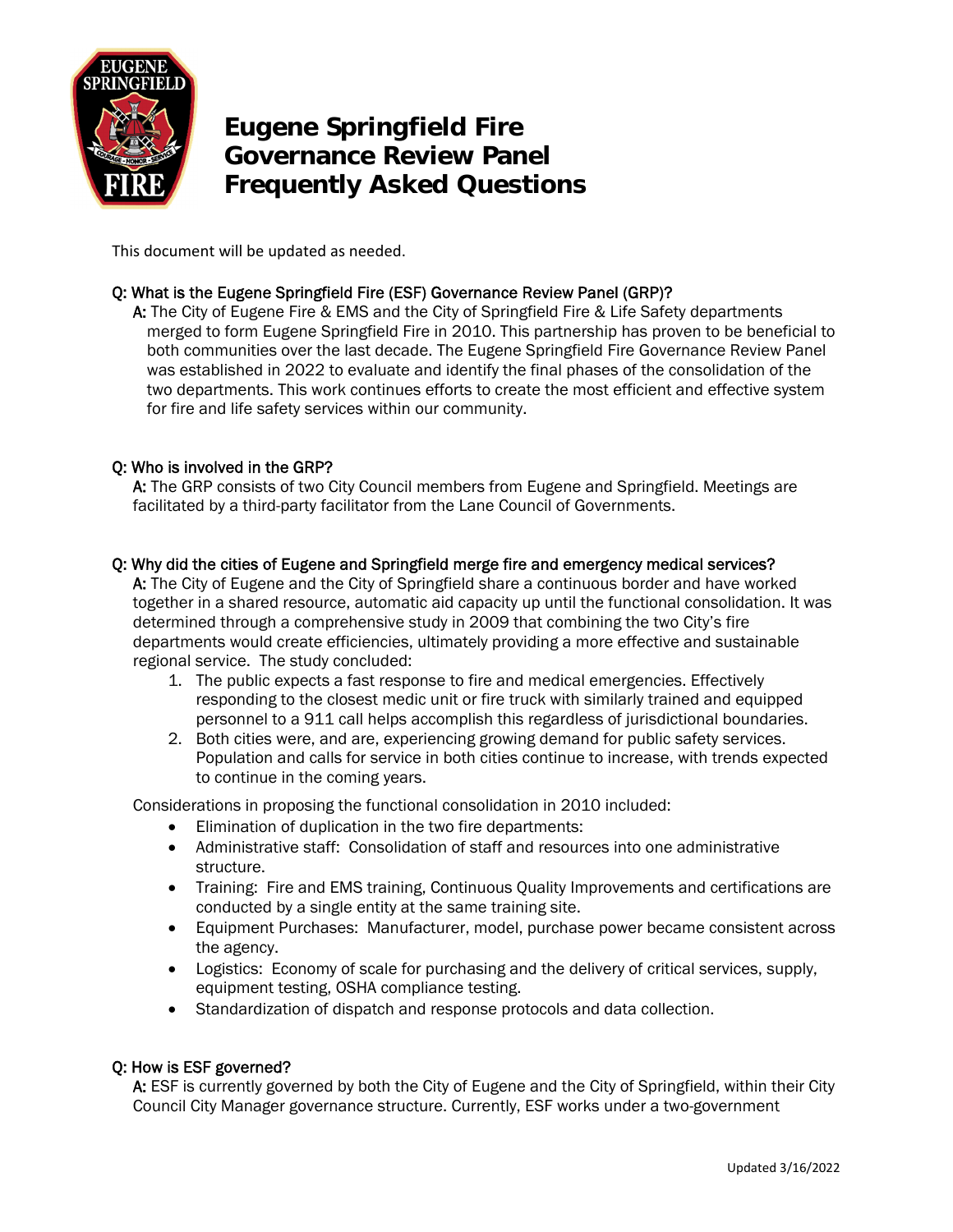# Eugene Springfield Fire Governance Review Panel Frequently Asked Questions

This document will be updated as needed.

**Q: What is the Eugene Springfield Fire (ESF) Governance Review Panel (GRP)?**

**A:** The City of Eugene Fire & EMS and the City of Springfield Fire & Life Safety departments merged to form Eugene Springfield Fire in 2010. This partnership has proven to be beneficial to both communities over the last decade. The Eugene Springfield Fire Governance Review Panel was established in 2022 to evaluate and identify the final phases of the consolidation of the two departments. This work continues efforts to create the most efficient and effective system for fire and life safety services within our community.

**Q: Who is involved in the GRP?**

**A:** The GRP consists of two City Council members from Eugene and Springfield. Meetings are facilitated by a third-party facilitator from the Lane Council of Governments.

**Q: Why did the cities of Eugene and Springfield merge fire and emergency medical services?**

**A:** The City of Eugene and the City of Springfield share a continuous border and have worked together in a shared resource, automatic aid capacity up until the functional consolidation. It was determined through a comprehensive study in 2009 that combining the two City's fire departments would create efficiencies, ultimately providing a more effective and sustainable regional service. The study concluded:

1. The public expects a fast response to fire and medical emergencies. Effectively responding to the closest medic unit or fire truck with similarly trained and equipped personnel to a 911 call helps accomplish this regardless of jurisdictional boundaries.
2. Both cities were, and are, experiencing growing demand for public safety services. Population and calls for service in both cities continue to increase, with trends expected to continue in the coming years.

Considerations in proposing the functional consolidation in 2010 included:

- Elimination of duplication in the two fire departments:
- Administrative staff: Consolidation of staff and resources into one administrative structure.
- Training: Fire and EMS training, Continuous Quality Improvements and certifications are conducted by a single entity at the same training site.
- Equipment Purchases: Manufacturer, model, purchase power became consistent across the agency.
- Logistics: Economy of scale for purchasing and the delivery of critical services, supply, equipment testing, OSHA compliance testing.
- Standardization of dispatch and response protocols and data collection.

**Q: How is ESF governed?**

**A:** ESF is currently governed by both the City of Eugene and the City of Springfield, within their City Council City Manager governance structure. Currently, ESF works under a two-government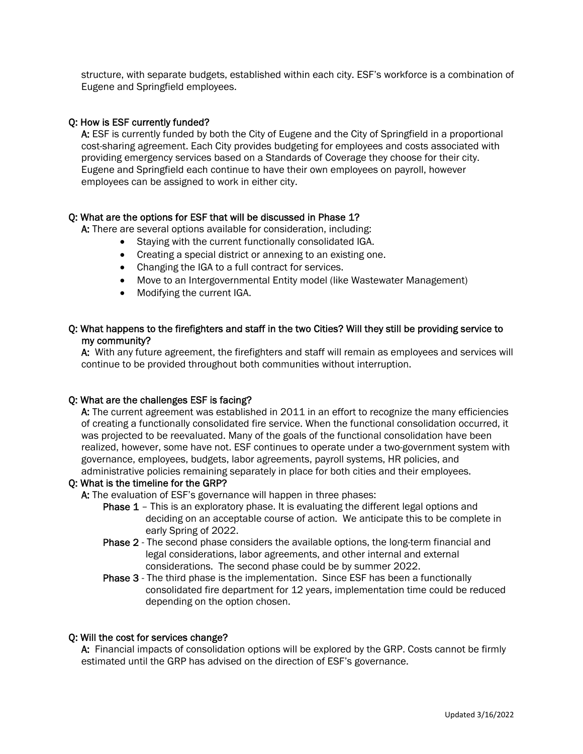structure, with separate budgets, established within each city. ESF's workforce is a combination of Eugene and Springfield employees.

**Q: How is ESF currently funded?**

**A:** ESF is currently funded by both the City of Eugene and the City of Springfield in a proportional cost-sharing agreement. Each City provides budgeting for employees and costs associated with providing emergency services based on a Standards of Coverage they choose for their city. Eugene and Springfield each continue to have their own employees on payroll, however employees can be assigned to work in either city.

**Q: What are the options for ESF that will be discussed in Phase 1?**

**A:** There are several options available for consideration, including:

- Staying with the current functionally consolidated IGA.
- Creating a special district or annexing to an existing one.
- Changing the IGA to a full contract for services.
- Move to an Intergovernmental Entity model (like Wastewater Management)
- Modifying the current IGA.

**Q: What happens to the firefighters and staff in the two Cities? Will they still be providing service to my community?**

**A:** With any future agreement, the firefighters and staff will remain as employees and services will continue to be provided throughout both communities without interruption.

**Q: What are the challenges ESF is facing?**

**A:** The current agreement was established in 2011 in an effort to recognize the many efficiencies of creating a functionally consolidated fire service. When the functional consolidation occurred, it was projected to be reevaluated. Many of the goals of the functional consolidation have been realized, however, some have not. ESF continues to operate under a two-government system with governance, employees, budgets, labor agreements, payroll systems, HR policies, and administrative policies remaining separately in place for both cities and their employees.

**Q: What is the timeline for the GRP?**

**A:** The evaluation of ESF's governance will happen in three phases:

**Phase 1** – This is an exploratory phase. It is evaluating the different legal options and deciding on an acceptable course of action. We anticipate this to be complete in early Spring of 2022.

**Phase 2** - The second phase considers the available options, the long-term financial and legal considerations, labor agreements, and other internal and external considerations. The second phase could be by summer 2022.

**Phase 3** - The third phase is the implementation. Since ESF has been a functionally consolidated fire department for 12 years, implementation time could be reduced depending on the option chosen.

**Q: Will the cost for services change?**

**A:** Financial impacts of consolidation options will be explored by the GRP. Costs cannot be firmly estimated until the GRP has advised on the direction of ESF's governance.

Updated 3/16/2022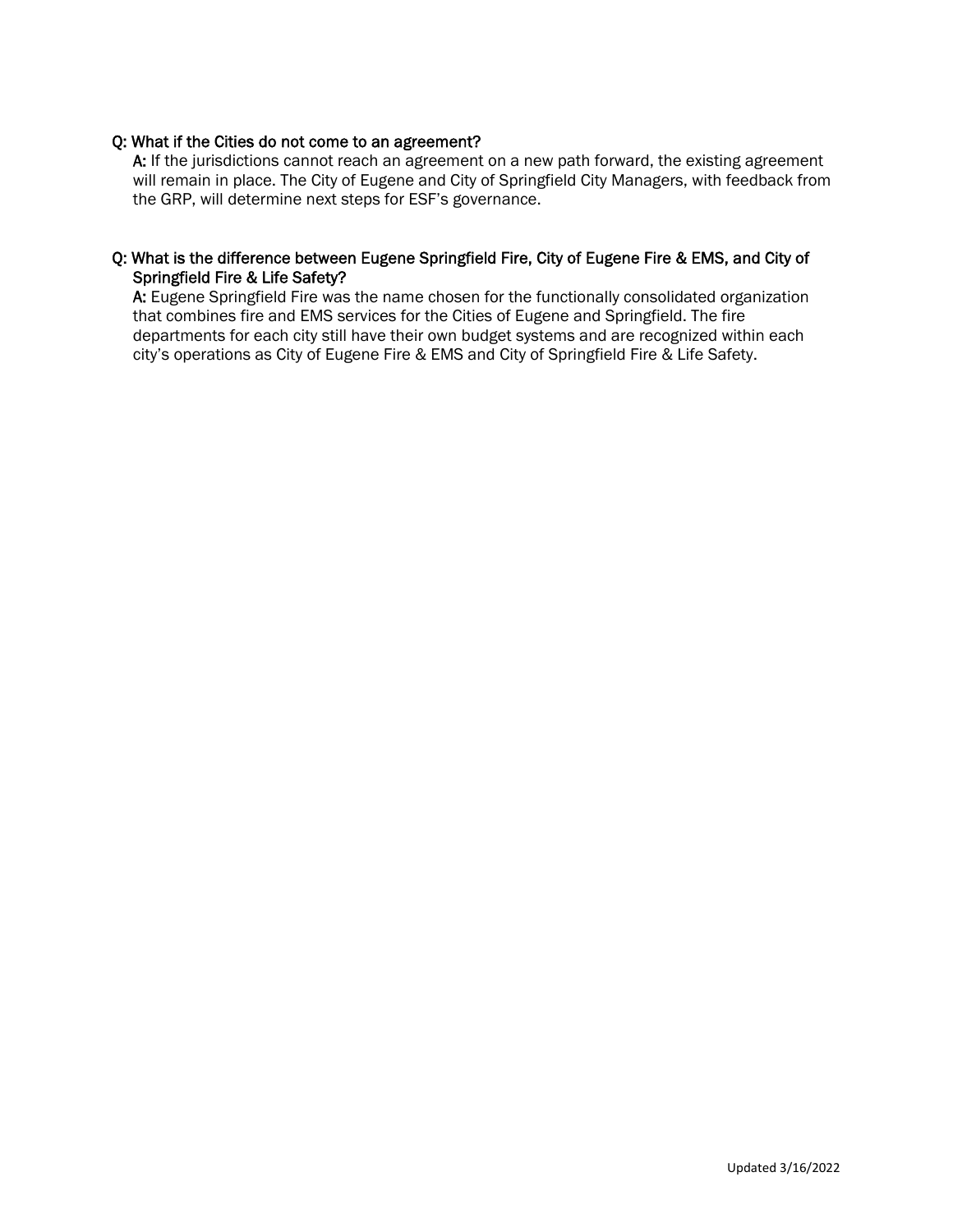**Q: What if the Cities do not come to an agreement?**

**A:** If the jurisdictions cannot reach an agreement on a new path forward, the existing agreement will remain in place. The City of Eugene and City of Springfield City Managers, with feedback from the GRP, will determine next steps for ESF's governance.

**Q: What is the difference between Eugene Springfield Fire, City of Eugene Fire & EMS, and City of Springfield Fire & Life Safety?**

**A:** Eugene Springfield Fire was the name chosen for the functionally consolidated organization that combines fire and EMS services for the Cities of Eugene and Springfield. The fire departments for each city still have their own budget systems and are recognized within each city's operations as City of Eugene Fire & EMS and City of Springfield Fire & Life Safety.

Updated 3/16/2022